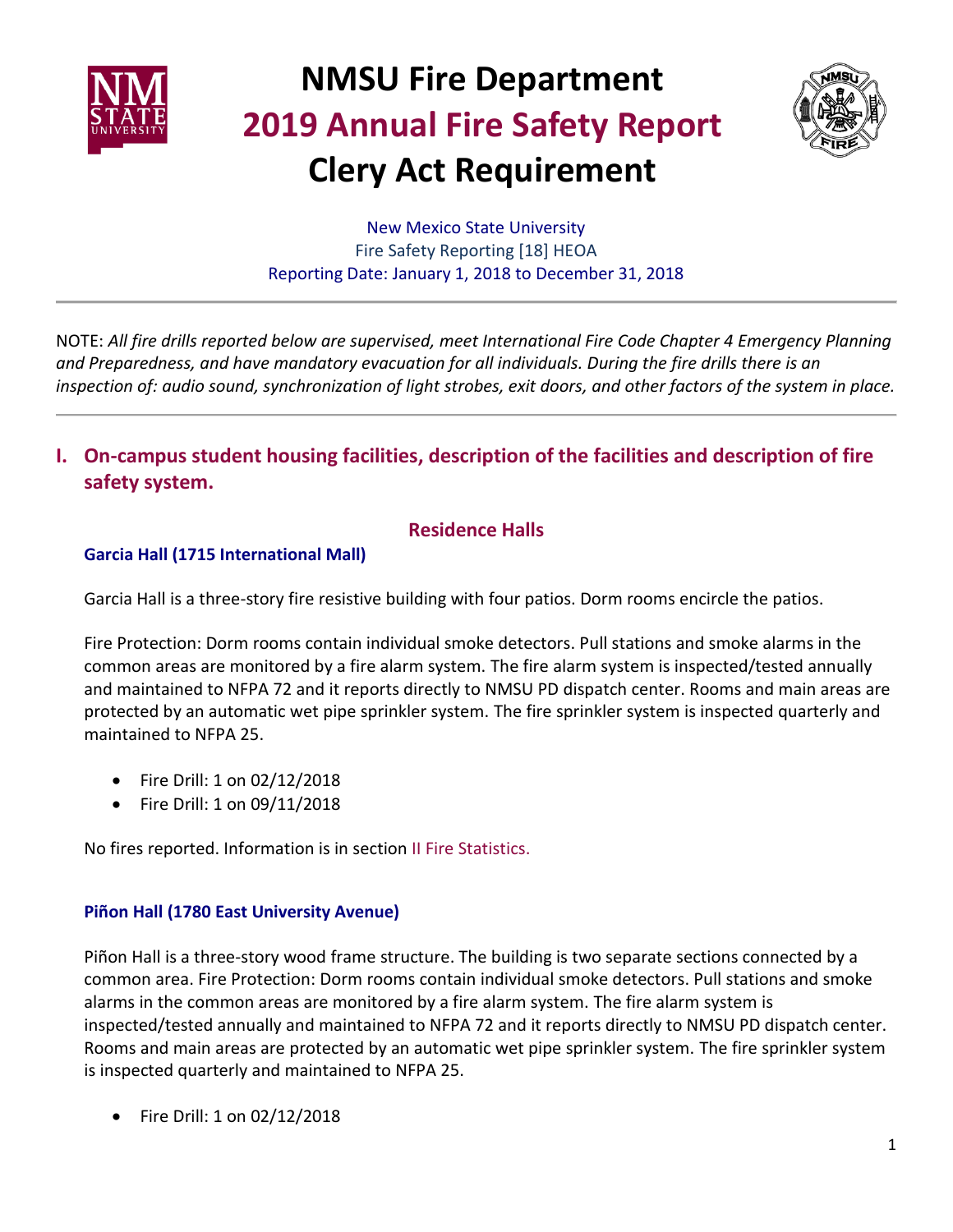# NMSU Fire Department

# 2019 Annual Fire Safety Report

# Clery Act Requirement

New Mexico State University
Fire Safety Reporting [18] HEOA
Reporting Date: January 1, 2018 to December 31, 2018

---

NOTE: *All fire drills reported below are supervised, meet International Fire Code Chapter 4 Emergency Planning and Preparedness, and have mandatory evacuation for all individuals. During the fire drills there is an inspection of: audio sound, synchronization of light strobes, exit doors, and other factors of the system in place.*

---

## I. On-campus student housing facilities, description of the facilities and description of fire safety system.

### Residence Halls

#### Garcia Hall (1715 International Mall)

Garcia Hall is a three-story fire resistive building with four patios. Dorm rooms encircle the patios.

Fire Protection: Dorm rooms contain individual smoke detectors. Pull stations and smoke alarms in the common areas are monitored by a fire alarm system. The fire alarm system is inspected/tested annually and maintained to NFPA 72 and it reports directly to NMSU PD dispatch center. Rooms and main areas are protected by an automatic wet pipe sprinkler system. The fire sprinkler system is inspected quarterly and maintained to NFPA 25.

- Fire Drill: 1 on 02/12/2018
- Fire Drill: 1 on 09/11/2018

No fires reported. Information is in section II Fire Statistics.

#### Piñon Hall (1780 East University Avenue)

Piñon Hall is a three-story wood frame structure. The building is two separate sections connected by a common area. Fire Protection: Dorm rooms contain individual smoke detectors. Pull stations and smoke alarms in the common areas are monitored by a fire alarm system. The fire alarm system is inspected/tested annually and maintained to NFPA 72 and it reports directly to NMSU PD dispatch center. Rooms and main areas are protected by an automatic wet pipe sprinkler system. The fire sprinkler system is inspected quarterly and maintained to NFPA 25.

- Fire Drill: 1 on 02/12/2018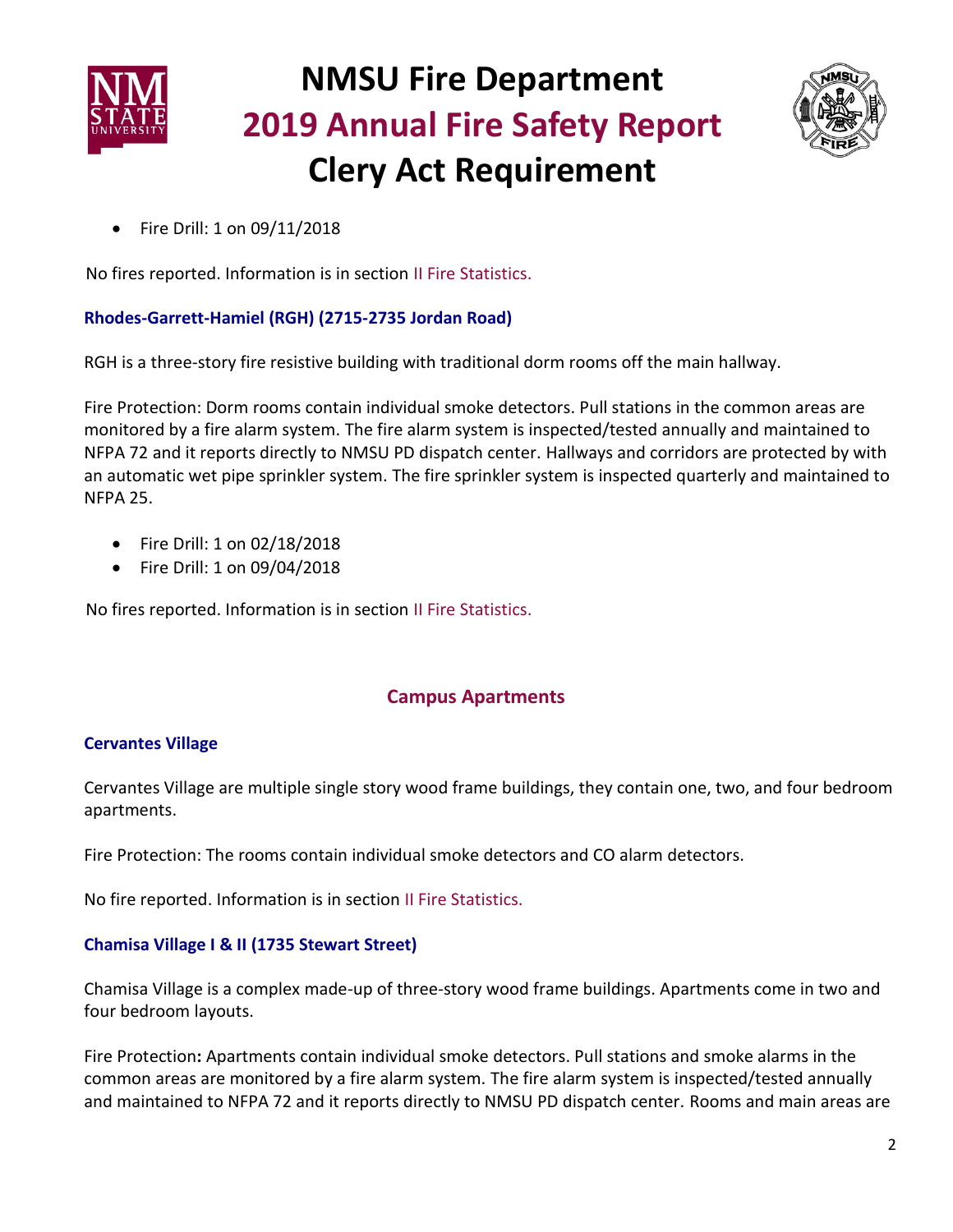- Fire Drill: 1 on 09/11/2018

No fires reported. Information is in section II Fire Statistics.

### Rhodes-Garrett-Hamiel (RGH) (2715-2735 Jordan Road)

RGH is a three-story fire resistive building with traditional dorm rooms off the main hallway.

Fire Protection: Dorm rooms contain individual smoke detectors. Pull stations in the common areas are monitored by a fire alarm system. The fire alarm system is inspected/tested annually and maintained to NFPA 72 and it reports directly to NMSU PD dispatch center. Hallways and corridors are protected by with an automatic wet pipe sprinkler system. The fire sprinkler system is inspected quarterly and maintained to NFPA 25.

- Fire Drill: 1 on 02/18/2018
- Fire Drill: 1 on 09/04/2018

No fires reported. Information is in section II Fire Statistics.

## Campus Apartments

### Cervantes Village

Cervantes Village are multiple single story wood frame buildings, they contain one, two, and four bedroom apartments.

Fire Protection: The rooms contain individual smoke detectors and CO alarm detectors.

No fire reported. Information is in section II Fire Statistics.

### Chamisa Village I & II (1735 Stewart Street)

Chamisa Village is a complex made-up of three-story wood frame buildings. Apartments come in two and four bedroom layouts.

Fire Protection**:** Apartments contain individual smoke detectors. Pull stations and smoke alarms in the common areas are monitored by a fire alarm system. The fire alarm system is inspected/tested annually and maintained to NFPA 72 and it reports directly to NMSU PD dispatch center. Rooms and main areas are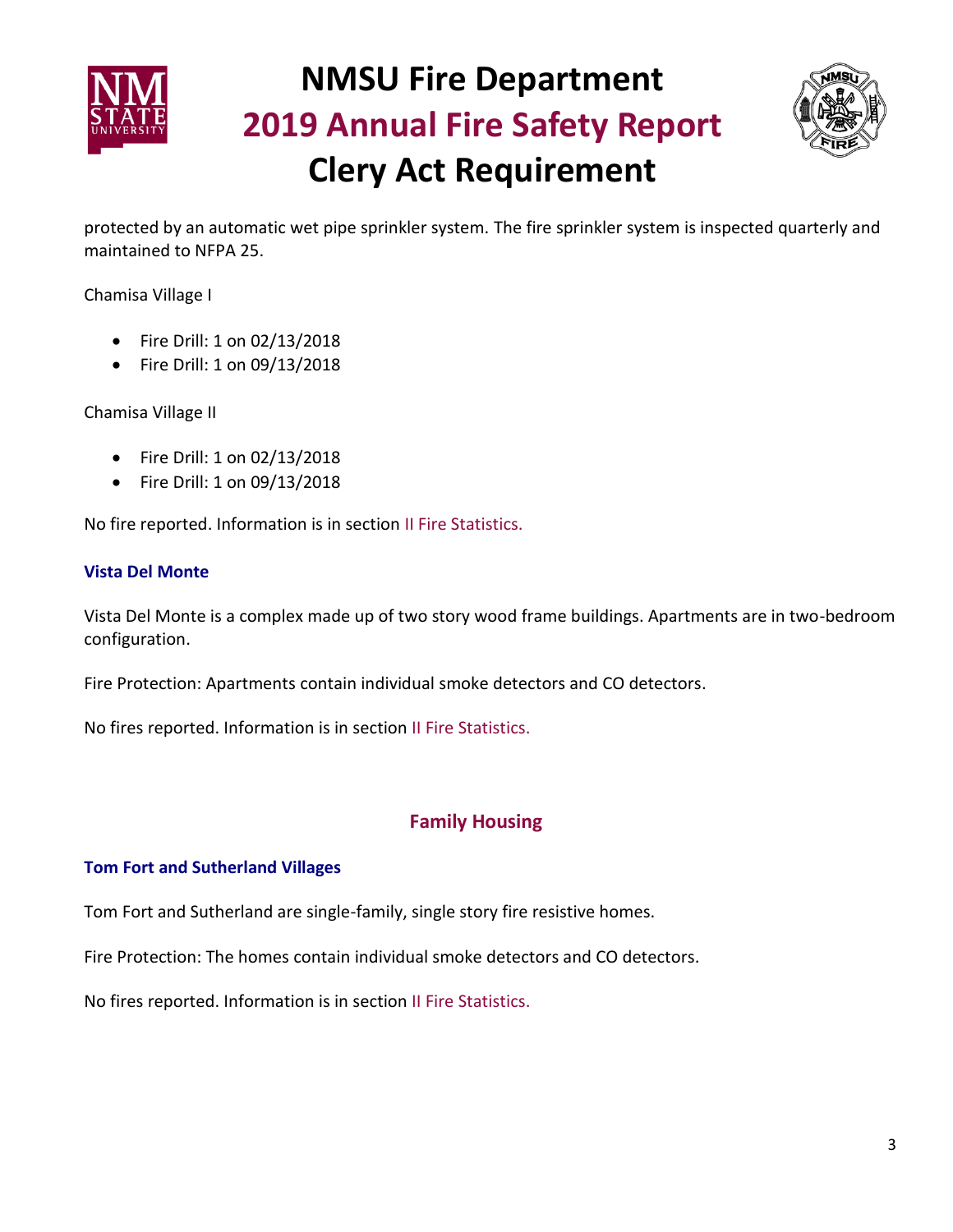protected by an automatic wet pipe sprinkler system. The fire sprinkler system is inspected quarterly and maintained to NFPA 25.

Chamisa Village I

- Fire Drill: 1 on 02/13/2018
- Fire Drill: 1 on 09/13/2018

Chamisa Village II

- Fire Drill: 1 on 02/13/2018
- Fire Drill: 1 on 09/13/2018

No fire reported. Information is in section II Fire Statistics.

### Vista Del Monte

Vista Del Monte is a complex made up of two story wood frame buildings. Apartments are in two-bedroom configuration.

Fire Protection: Apartments contain individual smoke detectors and CO detectors.

No fires reported. Information is in section II Fire Statistics.

## Family Housing

### Tom Fort and Sutherland Villages

Tom Fort and Sutherland are single-family, single story fire resistive homes.

Fire Protection: The homes contain individual smoke detectors and CO detectors.

No fires reported. Information is in section II Fire Statistics.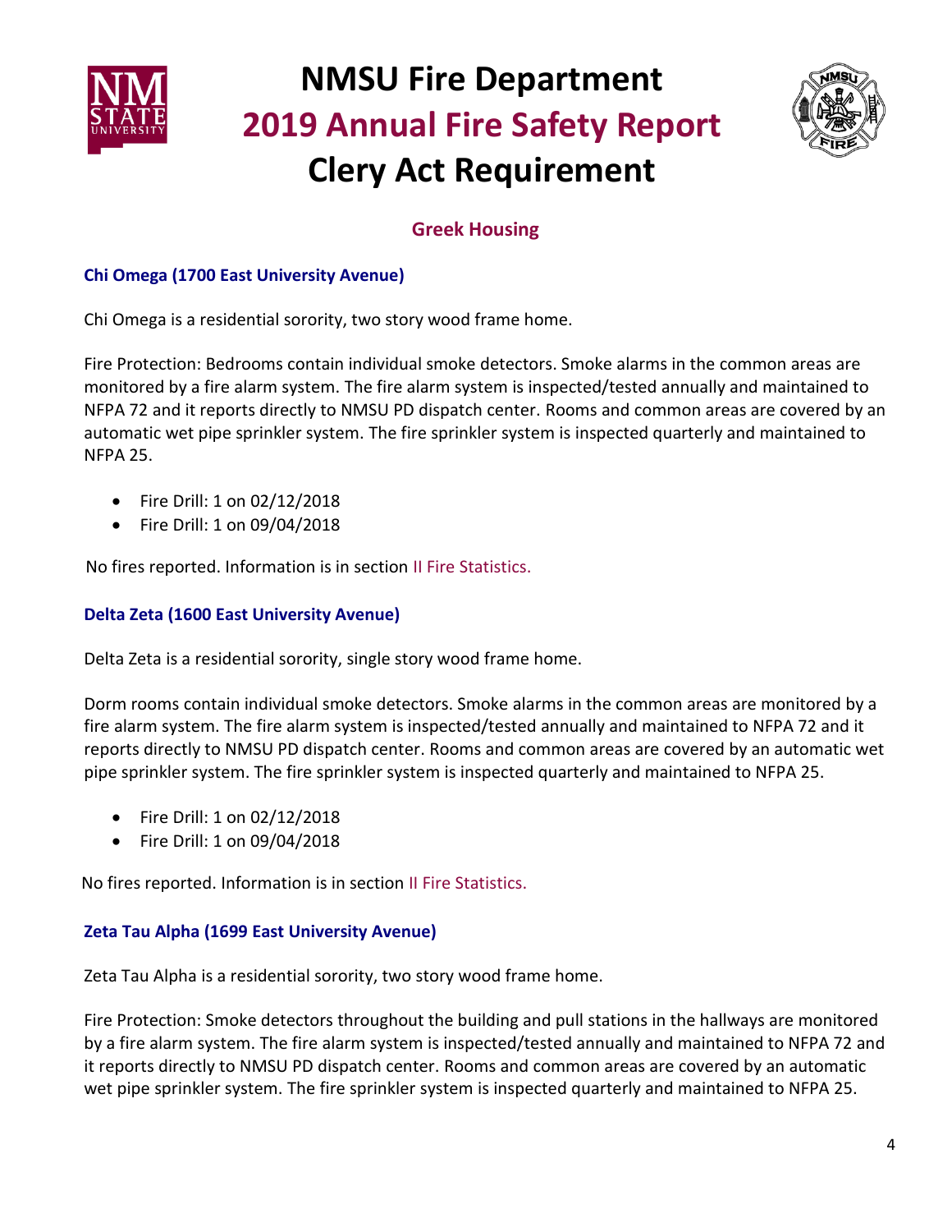# NMSU Fire Department
# 2019 Annual Fire Safety Report
# Clery Act Requirement

## Greek Housing

### Chi Omega (1700 East University Avenue)

Chi Omega is a residential sorority, two story wood frame home.

Fire Protection: Bedrooms contain individual smoke detectors. Smoke alarms in the common areas are monitored by a fire alarm system. The fire alarm system is inspected/tested annually and maintained to NFPA 72 and it reports directly to NMSU PD dispatch center. Rooms and common areas are covered by an automatic wet pipe sprinkler system. The fire sprinkler system is inspected quarterly and maintained to NFPA 25.

- Fire Drill: 1 on 02/12/2018
- Fire Drill: 1 on 09/04/2018

No fires reported. Information is in section II Fire Statistics.

### Delta Zeta (1600 East University Avenue)

Delta Zeta is a residential sorority, single story wood frame home.

Dorm rooms contain individual smoke detectors. Smoke alarms in the common areas are monitored by a fire alarm system. The fire alarm system is inspected/tested annually and maintained to NFPA 72 and it reports directly to NMSU PD dispatch center. Rooms and common areas are covered by an automatic wet pipe sprinkler system. The fire sprinkler system is inspected quarterly and maintained to NFPA 25.

- Fire Drill: 1 on 02/12/2018
- Fire Drill: 1 on 09/04/2018

No fires reported. Information is in section II Fire Statistics.

### Zeta Tau Alpha (1699 East University Avenue)

Zeta Tau Alpha is a residential sorority, two story wood frame home.

Fire Protection: Smoke detectors throughout the building and pull stations in the hallways are monitored by a fire alarm system. The fire alarm system is inspected/tested annually and maintained to NFPA 72 and it reports directly to NMSU PD dispatch center. Rooms and common areas are covered by an automatic wet pipe sprinkler system. The fire sprinkler system is inspected quarterly and maintained to NFPA 25.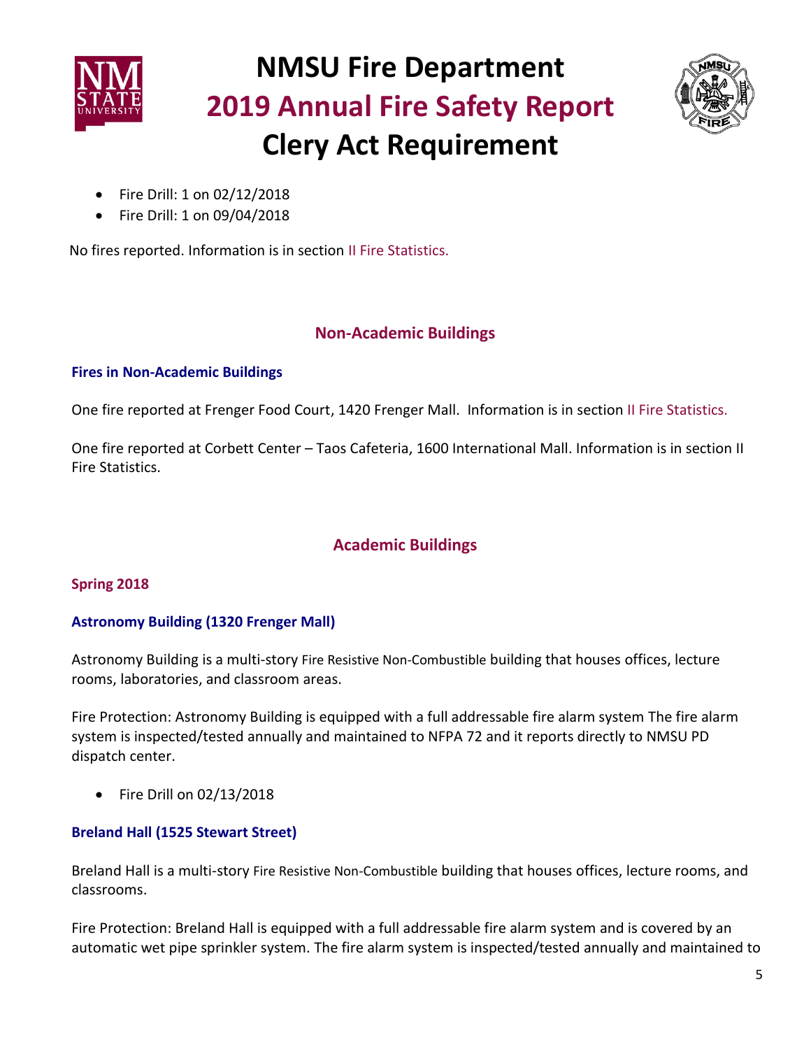- Fire Drill: 1 on 02/12/2018
- Fire Drill: 1 on 09/04/2018

No fires reported. Information is in section II Fire Statistics.

## Non-Academic Buildings

### Fires in Non-Academic Buildings

One fire reported at Frenger Food Court, 1420 Frenger Mall. Information is in section II Fire Statistics.

One fire reported at Corbett Center – Taos Cafeteria, 1600 International Mall. Information is in section II Fire Statistics.

## Academic Buildings

### Spring 2018

### Astronomy Building (1320 Frenger Mall)

Astronomy Building is a multi-story Fire Resistive Non-Combustible building that houses offices, lecture rooms, laboratories, and classroom areas.

Fire Protection: Astronomy Building is equipped with a full addressable fire alarm system The fire alarm system is inspected/tested annually and maintained to NFPA 72 and it reports directly to NMSU PD dispatch center.

- Fire Drill on 02/13/2018

### Breland Hall (1525 Stewart Street)

Breland Hall is a multi-story Fire Resistive Non-Combustible building that houses offices, lecture rooms, and classrooms.

Fire Protection: Breland Hall is equipped with a full addressable fire alarm system and is covered by an automatic wet pipe sprinkler system. The fire alarm system is inspected/tested annually and maintained to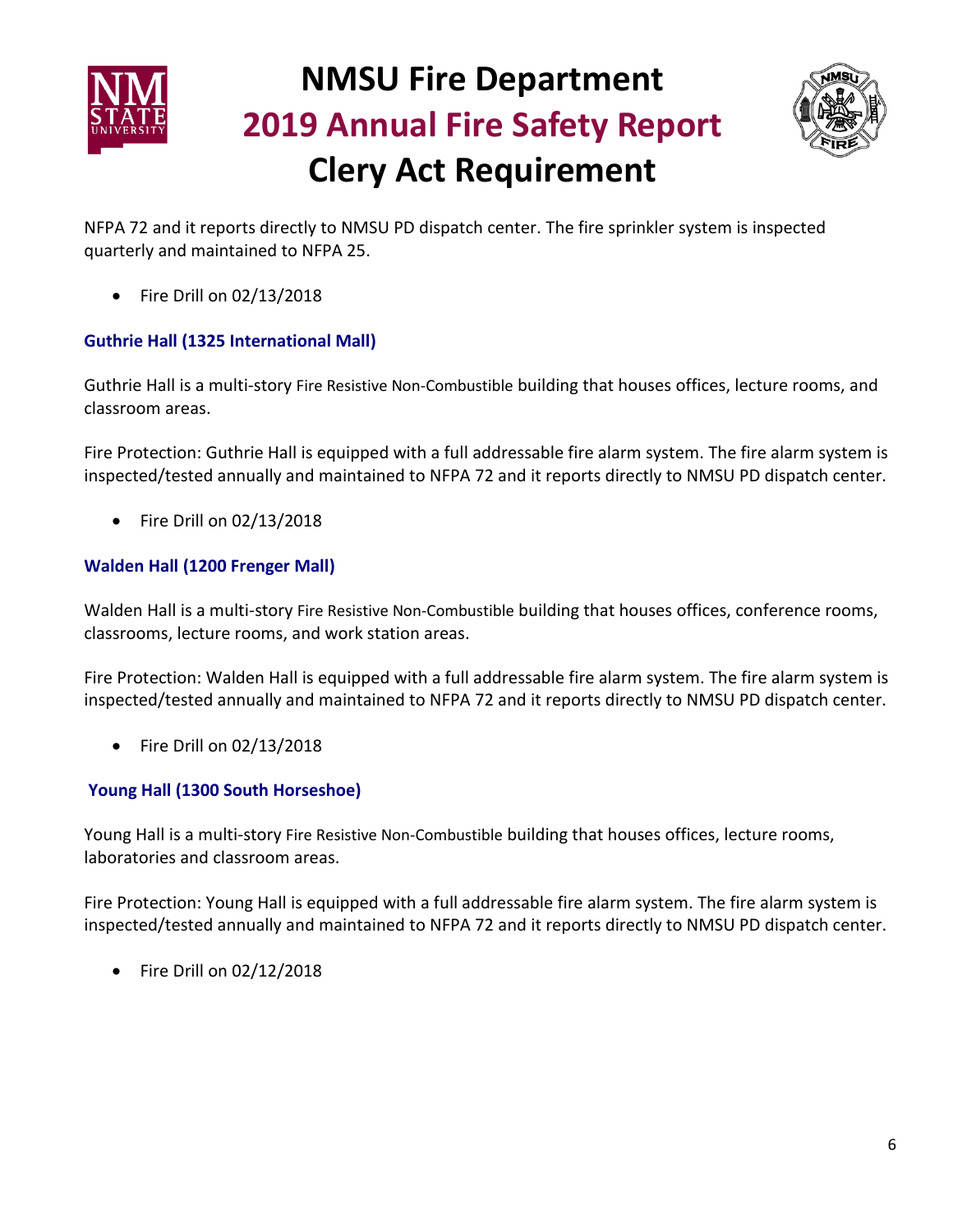NFPA 72 and it reports directly to NMSU PD dispatch center. The fire sprinkler system is inspected quarterly and maintained to NFPA 25.

- Fire Drill on 02/13/2018

### Guthrie Hall (1325 International Mall)

Guthrie Hall is a multi-story Fire Resistive Non-Combustible building that houses offices, lecture rooms, and classroom areas.

Fire Protection: Guthrie Hall is equipped with a full addressable fire alarm system. The fire alarm system is inspected/tested annually and maintained to NFPA 72 and it reports directly to NMSU PD dispatch center.

- Fire Drill on 02/13/2018

### Walden Hall (1200 Frenger Mall)

Walden Hall is a multi-story Fire Resistive Non-Combustible building that houses offices, conference rooms, classrooms, lecture rooms, and work station areas.

Fire Protection: Walden Hall is equipped with a full addressable fire alarm system. The fire alarm system is inspected/tested annually and maintained to NFPA 72 and it reports directly to NMSU PD dispatch center.

- Fire Drill on 02/13/2018

### Young Hall (1300 South Horseshoe)

Young Hall is a multi-story Fire Resistive Non-Combustible building that houses offices, lecture rooms, laboratories and classroom areas.

Fire Protection: Young Hall is equipped with a full addressable fire alarm system. The fire alarm system is inspected/tested annually and maintained to NFPA 72 and it reports directly to NMSU PD dispatch center.

- Fire Drill on 02/12/2018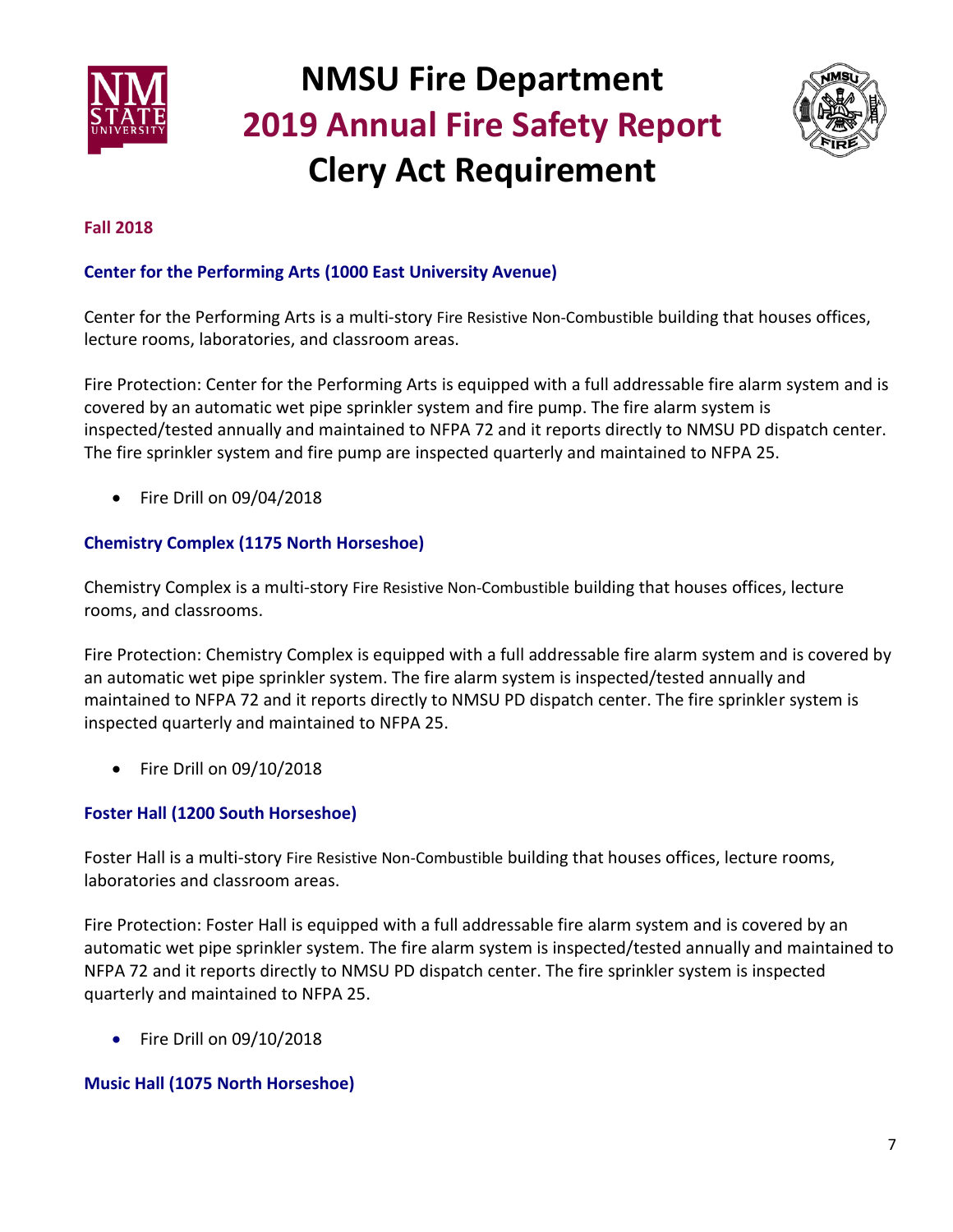**Fall 2018**

### Center for the Performing Arts (1000 East University Avenue)

Center for the Performing Arts is a multi-story Fire Resistive Non-Combustible building that houses offices, lecture rooms, laboratories, and classroom areas.

Fire Protection: Center for the Performing Arts is equipped with a full addressable fire alarm system and is covered by an automatic wet pipe sprinkler system and fire pump. The fire alarm system is inspected/tested annually and maintained to NFPA 72 and it reports directly to NMSU PD dispatch center. The fire sprinkler system and fire pump are inspected quarterly and maintained to NFPA 25.

- Fire Drill on 09/04/2018

### Chemistry Complex (1175 North Horseshoe)

Chemistry Complex is a multi-story Fire Resistive Non-Combustible building that houses offices, lecture rooms, and classrooms.

Fire Protection: Chemistry Complex is equipped with a full addressable fire alarm system and is covered by an automatic wet pipe sprinkler system. The fire alarm system is inspected/tested annually and maintained to NFPA 72 and it reports directly to NMSU PD dispatch center. The fire sprinkler system is inspected quarterly and maintained to NFPA 25.

- Fire Drill on 09/10/2018

### Foster Hall (1200 South Horseshoe)

Foster Hall is a multi-story Fire Resistive Non-Combustible building that houses offices, lecture rooms, laboratories and classroom areas.

Fire Protection: Foster Hall is equipped with a full addressable fire alarm system and is covered by an automatic wet pipe sprinkler system. The fire alarm system is inspected/tested annually and maintained to NFPA 72 and it reports directly to NMSU PD dispatch center. The fire sprinkler system is inspected quarterly and maintained to NFPA 25.

- Fire Drill on 09/10/2018

### Music Hall (1075 North Horseshoe)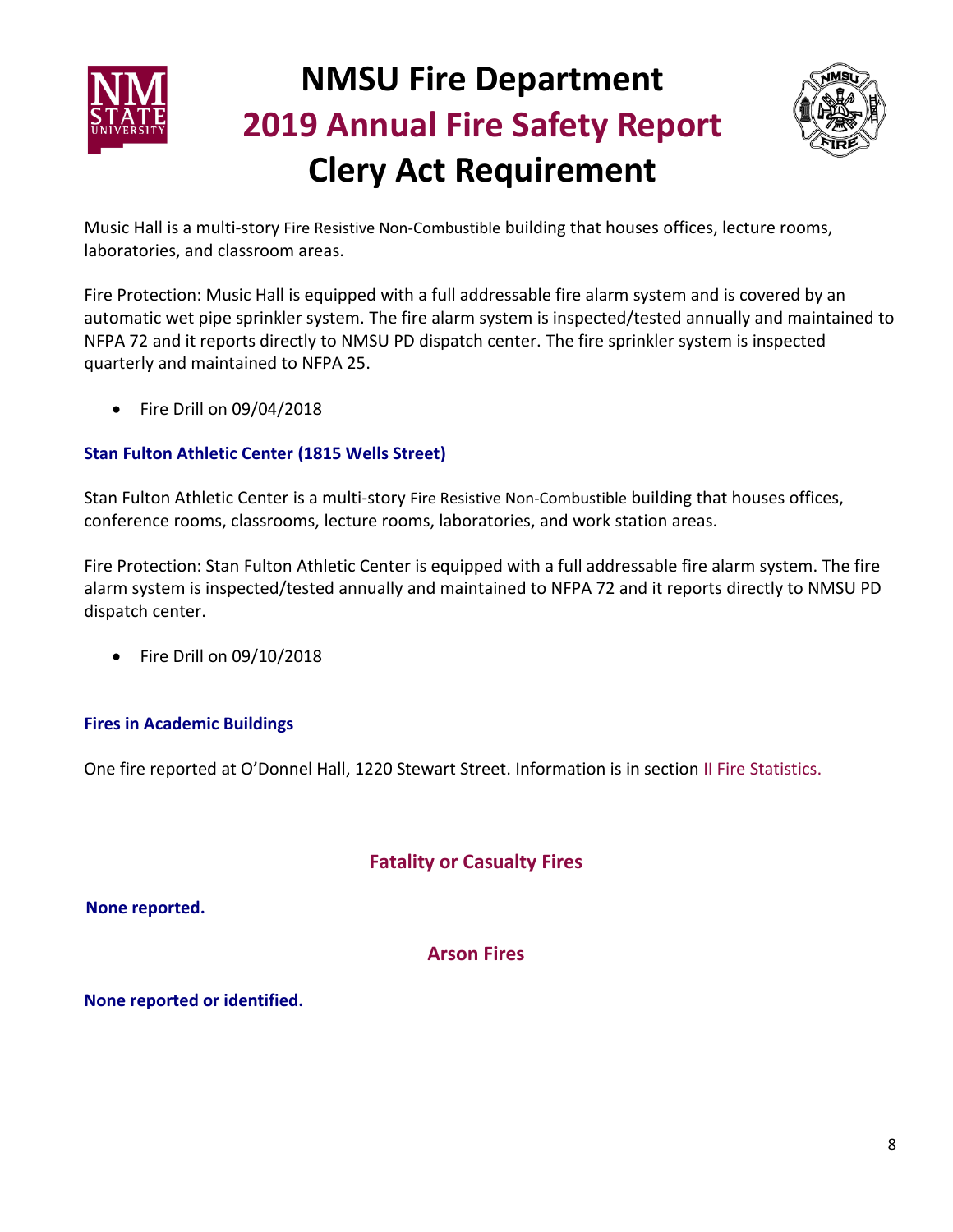Music Hall is a multi-story Fire Resistive Non-Combustible building that houses offices, lecture rooms, laboratories, and classroom areas.

Fire Protection: Music Hall is equipped with a full addressable fire alarm system and is covered by an automatic wet pipe sprinkler system. The fire alarm system is inspected/tested annually and maintained to NFPA 72 and it reports directly to NMSU PD dispatch center. The fire sprinkler system is inspected quarterly and maintained to NFPA 25.

- Fire Drill on 09/04/2018

### Stan Fulton Athletic Center (1815 Wells Street)

Stan Fulton Athletic Center is a multi-story Fire Resistive Non-Combustible building that houses offices, conference rooms, classrooms, lecture rooms, laboratories, and work station areas.

Fire Protection: Stan Fulton Athletic Center is equipped with a full addressable fire alarm system. The fire alarm system is inspected/tested annually and maintained to NFPA 72 and it reports directly to NMSU PD dispatch center.

- Fire Drill on 09/10/2018

### Fires in Academic Buildings

One fire reported at O'Donnel Hall, 1220 Stewart Street. Information is in section II Fire Statistics.

## Fatality or Casualty Fires

**None reported.**

## Arson Fires

**None reported or identified.**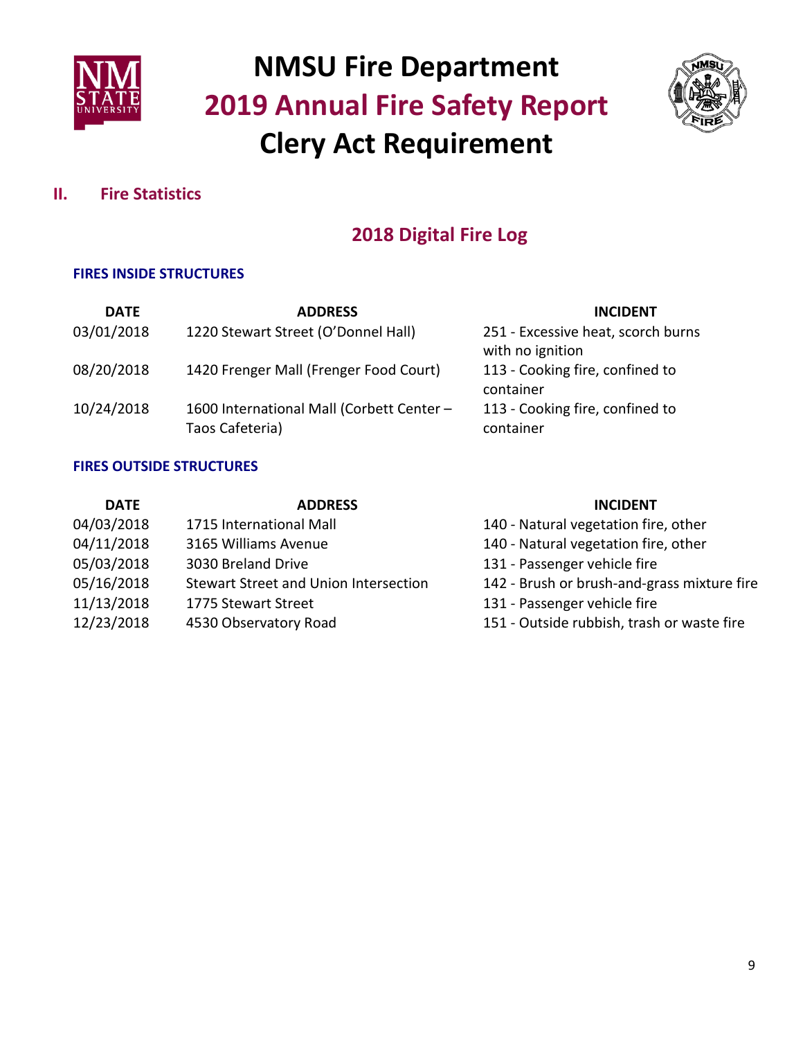# NMSU Fire Department
# 2019 Annual Fire Safety Report
# Clery Act Requirement

## II. Fire Statistics

### 2018 Digital Fire Log

**FIRES INSIDE STRUCTURES**

| DATE | ADDRESS | INCIDENT |
|---|---|---|
| 03/01/2018 | 1220 Stewart Street (O'Donnel Hall) | 251 - Excessive heat, scorch burns with no ignition |
| 08/20/2018 | 1420 Frenger Mall (Frenger Food Court) | 113 - Cooking fire, confined to container |
| 10/24/2018 | 1600 International Mall (Corbett Center – Taos Cafeteria) | 113 - Cooking fire, confined to container |

**FIRES OUTSIDE STRUCTURES**

| DATE | ADDRESS | INCIDENT |
|---|---|---|
| 04/03/2018 | 1715 International Mall | 140 - Natural vegetation fire, other |
| 04/11/2018 | 3165 Williams Avenue | 140 - Natural vegetation fire, other |
| 05/03/2018 | 3030 Breland Drive | 131 - Passenger vehicle fire |
| 05/16/2018 | Stewart Street and Union Intersection | 142 - Brush or brush-and-grass mixture fire |
| 11/13/2018 | 1775 Stewart Street | 131 - Passenger vehicle fire |
| 12/23/2018 | 4530 Observatory Road | 151 - Outside rubbish, trash or waste fire |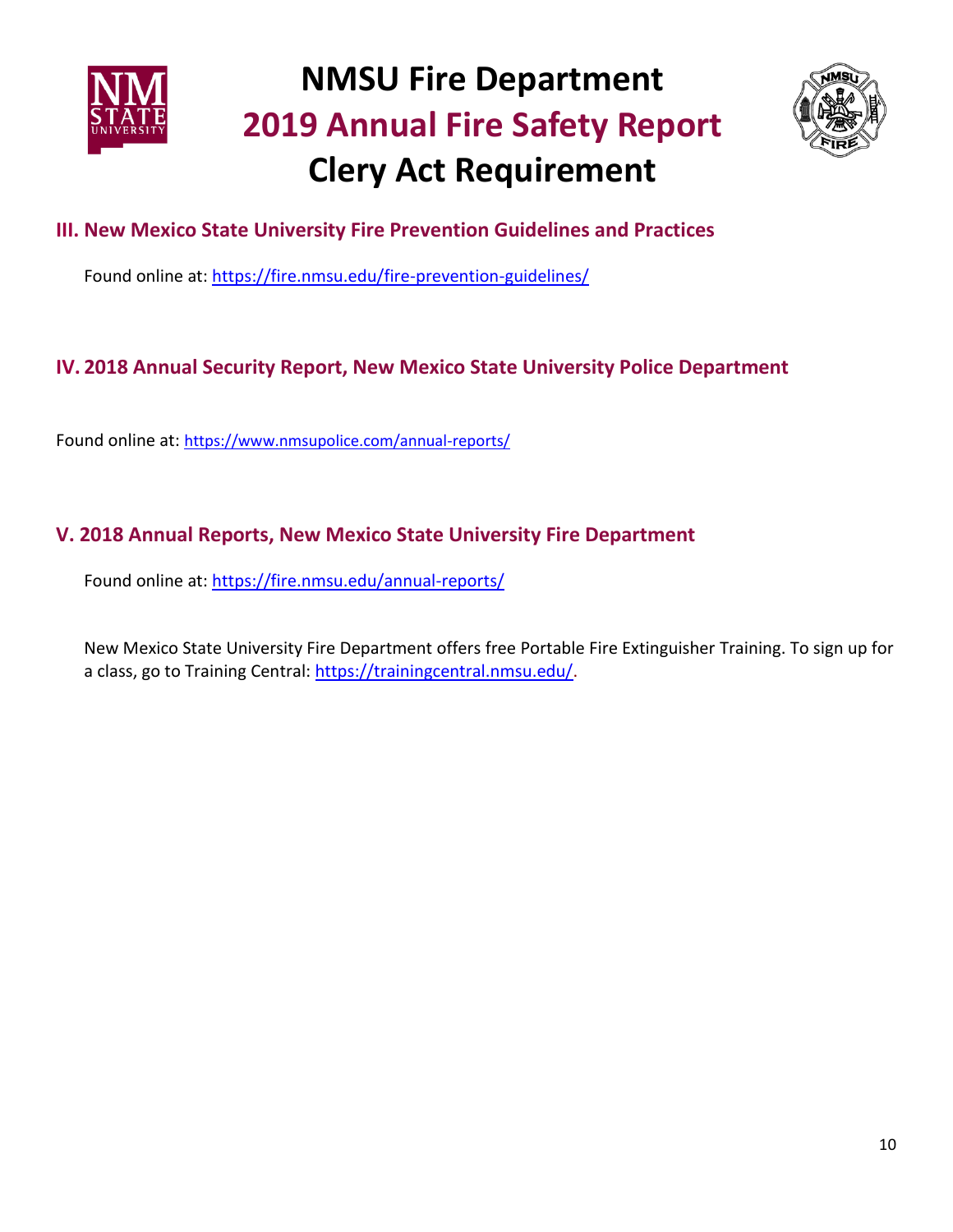# NMSU Fire Department
# 2019 Annual Fire Safety Report
# Clery Act Requirement

## III. New Mexico State University Fire Prevention Guidelines and Practices

Found online at: https://fire.nmsu.edu/fire-prevention-guidelines/

## IV. 2018 Annual Security Report, New Mexico State University Police Department

Found online at: https://www.nmsupolice.com/annual-reports/

## V. 2018 Annual Reports, New Mexico State University Fire Department

Found online at: https://fire.nmsu.edu/annual-reports/

New Mexico State University Fire Department offers free Portable Fire Extinguisher Training. To sign up for a class, go to Training Central: https://trainingcentral.nmsu.edu/.